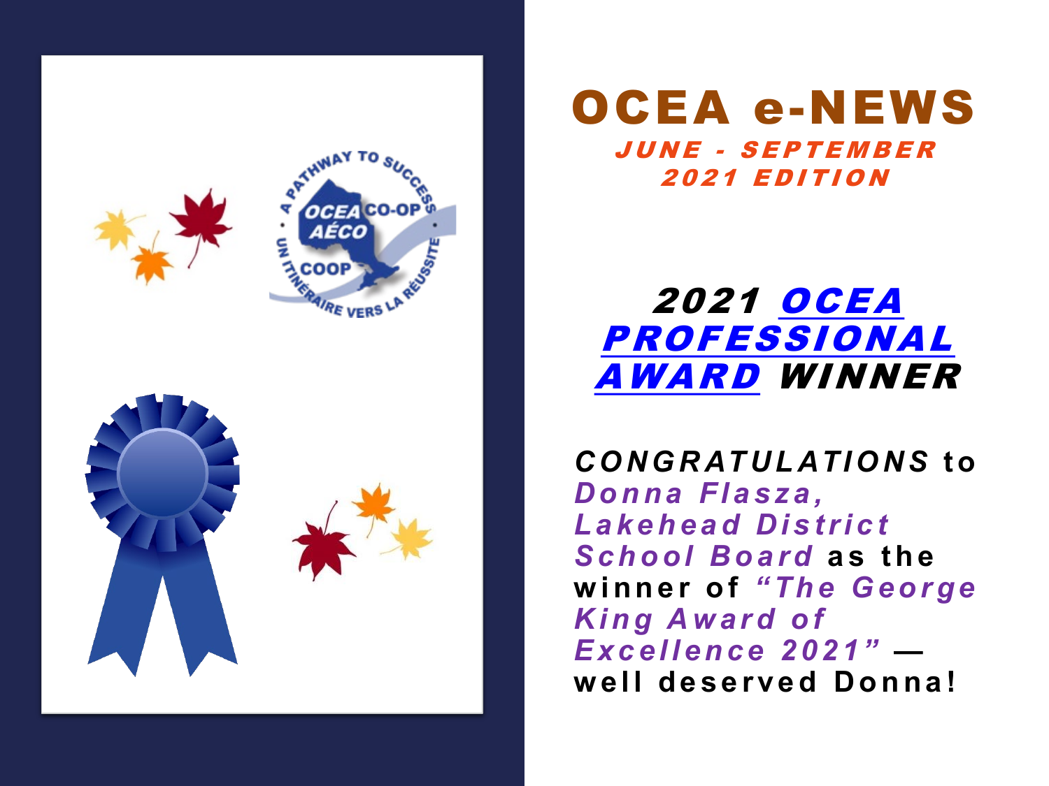# OCEA e-NEWS

***JUNE - SEPTEMBER 2021 EDITION***

## ***2021 OCEA PROFESSIONAL AWARD WINNER***

***CONGRATULATIONS*** **to** ***Donna Flasza, Lakehead District School Board*** **as the winner of** ***"The George King Award of Excellence 2021"*** **— well deserved Donna!**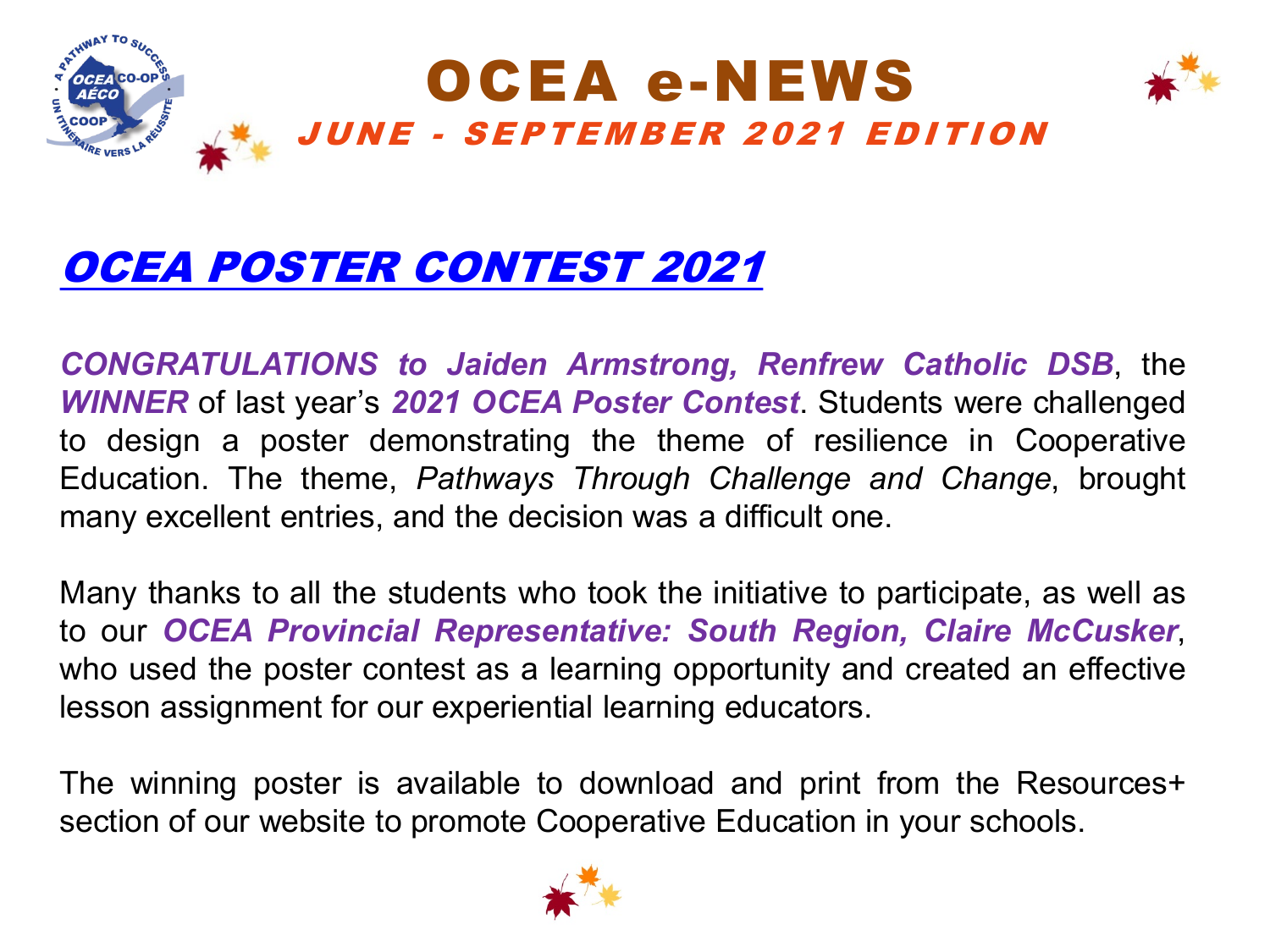# OCEA e-NEWS

***JUNE - SEPTEMBER 2021 EDITION***

## ***OCEA POSTER CONTEST 2021***

***CONGRATULATIONS to Jaiden Armstrong, Renfrew Catholic DSB***, the ***WINNER*** of last year's ***2021 OCEA Poster Contest***. Students were challenged to design a poster demonstrating the theme of resilience in Cooperative Education. The theme, *Pathways Through Challenge and Change*, brought many excellent entries, and the decision was a difficult one.

Many thanks to all the students who took the initiative to participate, as well as to our ***OCEA Provincial Representative: South Region, Claire McCusker***, who used the poster contest as a learning opportunity and created an effective lesson assignment for our experiential learning educators.

The winning poster is available to download and print from the Resources+ section of our website to promote Cooperative Education in your schools.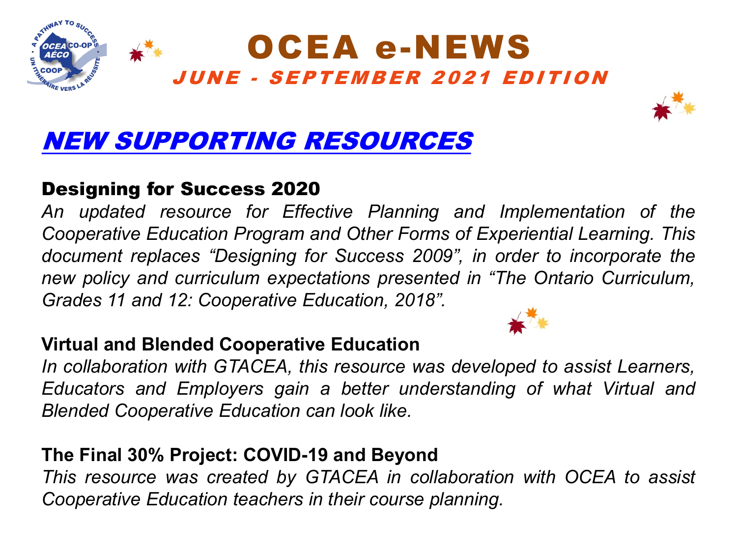# OCEA e-NEWS

***JUNE - SEPTEMBER 2021 EDITION***

## *NEW SUPPORTING RESOURCES*

### Designing for Success 2020

*An updated resource for Effective Planning and Implementation of the Cooperative Education Program and Other Forms of Experiential Learning. This document replaces "Designing for Success 2009", in order to incorporate the new policy and curriculum expectations presented in "The Ontario Curriculum, Grades 11 and 12: Cooperative Education, 2018".*

### Virtual and Blended Cooperative Education

*In collaboration with GTACEA, this resource was developed to assist Learners, Educators and Employers gain a better understanding of what Virtual and Blended Cooperative Education can look like.*

### The Final 30% Project: COVID-19 and Beyond

*This resource was created by GTACEA in collaboration with OCEA to assist Cooperative Education teachers in their course planning.*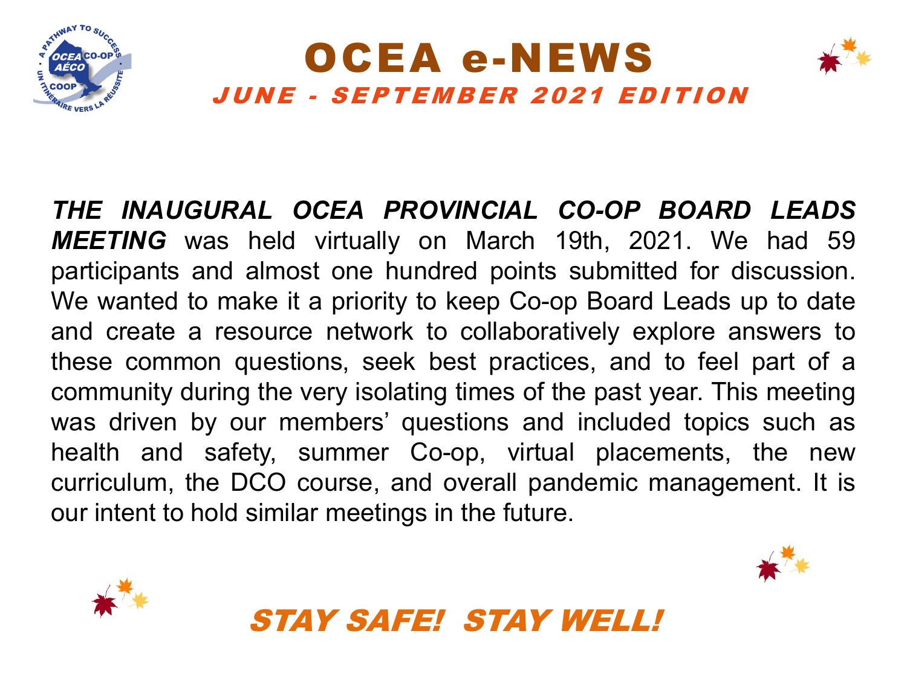# OCEA e-NEWS

*JUNE - SEPTEMBER 2021 EDITION*

***THE INAUGURAL OCEA PROVINCIAL CO-OP BOARD LEADS MEETING*** was held virtually on March 19th, 2021. We had 59 participants and almost one hundred points submitted for discussion. We wanted to make it a priority to keep Co-op Board Leads up to date and create a resource network to collaboratively explore answers to these common questions, seek best practices, and to feel part of a community during the very isolating times of the past year. This meeting was driven by our members' questions and included topics such as health and safety, summer Co-op, virtual placements, the new curriculum, the DCO course, and overall pandemic management. It is our intent to hold similar meetings in the future.

***STAY SAFE! STAY WELL!***